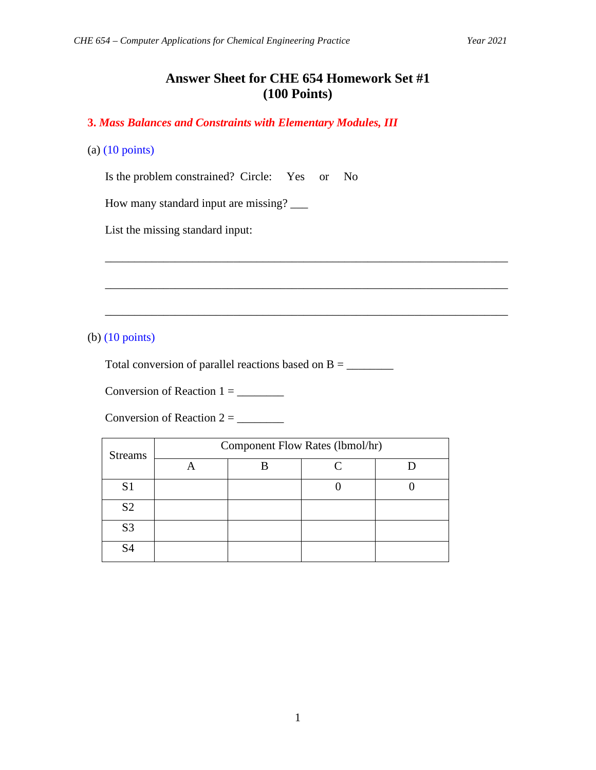# Answer Sheet for CHE 654 Homework Set #1
## (100 Points)

### 3. *Mass Balances and Constraints with Elementary Modules, III*

(a) (10 points)

Is the problem constrained? Circle: Yes or No

How many standard input are missing? ___

List the missing standard input:

_______________________________________________________________________

_______________________________________________________________________

_______________________________________________________________________

(b) (10 points)

Total conversion of parallel reactions based on B = ________

Conversion of Reaction 1 = ________

Conversion of Reaction 2 = ________

| Streams | Component Flow Rates (lbmol/hr) | | | |
|---|---|---|---|---|
| | A | B | C | D |
| S1 | | | 0 | 0 |
| S2 | | | | |
| S3 | | | | |
| S4 | | | | |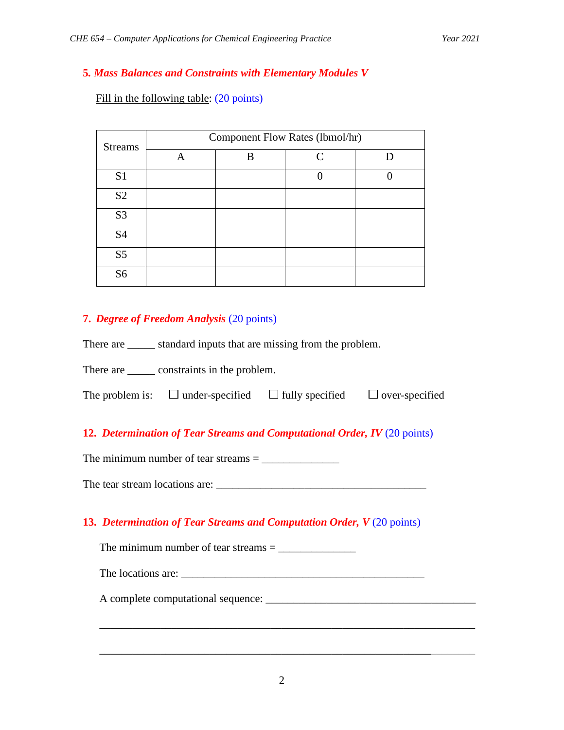## 5. *Mass Balances and Constraints with Elementary Modules V*

Fill in the following table: (20 points)

| Streams | Component Flow Rates (lbmol/hr) | | | |
|---|---|---|---|---|
| | A | B | C | D |
| S1 | | | 0 | 0 |
| S2 | | | | |
| S3 | | | | |
| S4 | | | | |
| S5 | | | | |
| S6 | | | | |

## 7. *Degree of Freedom Analysis* (20 points)

There are _____ standard inputs that are missing from the problem.

There are _____ constraints in the problem.

The problem is: ☐ under-specified ☐ fully specified ☐ over-specified

## 12. *Determination of Tear Streams and Computational Order, IV* (20 points)

The minimum number of tear streams = ______________

The tear stream locations are: ______________________________________

## 13. *Determination of Tear Streams and Computation Order, V* (20 points)

The minimum number of tear streams = ______________

The locations are: ____________________________________________

A complete computational sequence: ______________________________________

______________________________________________________________________

______________________________________________________________________